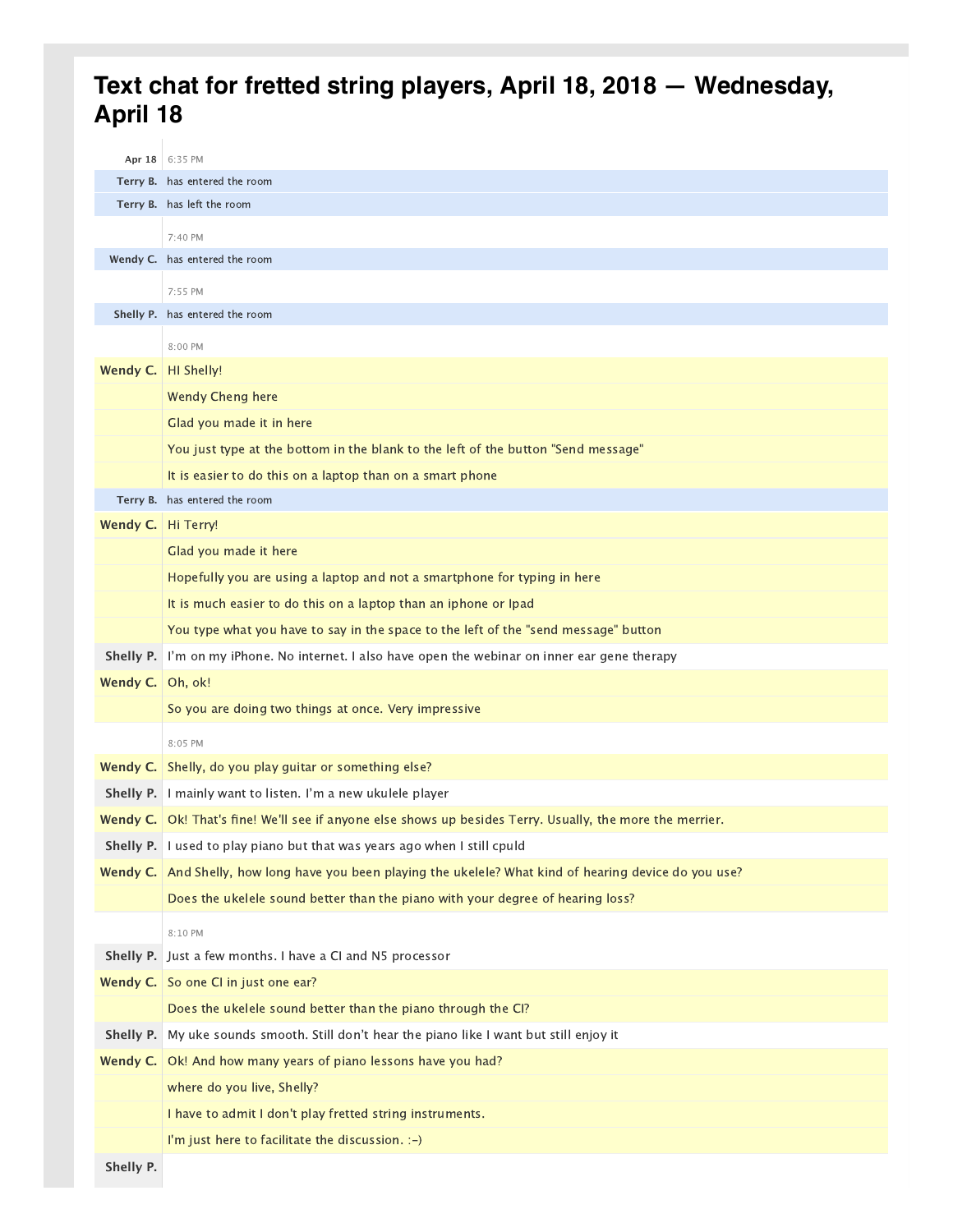# Text chat for fretted string players, April 18, 2018 — Wednesday, April 18

| | |
|---|---|
| **Apr 18** | 6:35 PM |
| **Terry B.** | has entered the room |
| **Terry B.** | has left the room |
| | 7:40 PM |
| **Wendy C.** | has entered the room |
| | 7:55 PM |
| **Shelly P.** | has entered the room |
| | 8:00 PM |
| **Wendy C.** | HI Shelly! |
| | Wendy Cheng here |
| | Glad you made it in here |
| | You just type at the bottom in the blank to the left of the button "Send message" |
| | It is easier to do this on a laptop than on a smart phone |
| **Terry B.** | has entered the room |
| **Wendy C.** | Hi Terry! |
| | Glad you made it here |
| | Hopefully you are using a laptop and not a smartphone for typing in here |
| | It is much easier to do this on a laptop than an iphone or Ipad |
| | You type what you have to say in the space to the left of the "send message" button |
| **Shelly P.** | I'm on my iPhone. No internet. I also have open the webinar on inner ear gene therapy |
| **Wendy C.** | Oh, ok! |
| | So you are doing two things at once. Very impressive |
| | 8:05 PM |
| **Wendy C.** | Shelly, do you play guitar or something else? |
| **Shelly P.** | I mainly want to listen. I'm a new ukulele player |
| **Wendy C.** | Ok! That's fine! We'll see if anyone else shows up besides Terry. Usually, the more the merrier. |
| **Shelly P.** | I used to play piano but that was years ago when I still cpuld |
| **Wendy C.** | And Shelly, how long have you been playing the ukelele? What kind of hearing device do you use? |
| | Does the ukelele sound better than the piano with your degree of hearing loss? |
| | 8:10 PM |
| **Shelly P.** | Just a few months. I have a CI and N5 processor |
| **Wendy C.** | So one CI in just one ear? |
| | Does the ukelele sound better than the piano through the CI? |
| **Shelly P.** | My uke sounds smooth. Still don't hear the piano like I want but still enjoy it |
| **Wendy C.** | Ok! And how many years of piano lessons have you had? |
| | where do you live, Shelly? |
| | I have to admit I don't play fretted string instruments. |
| | I'm just here to facilitate the discussion. :-) |
| **Shelly P.** | |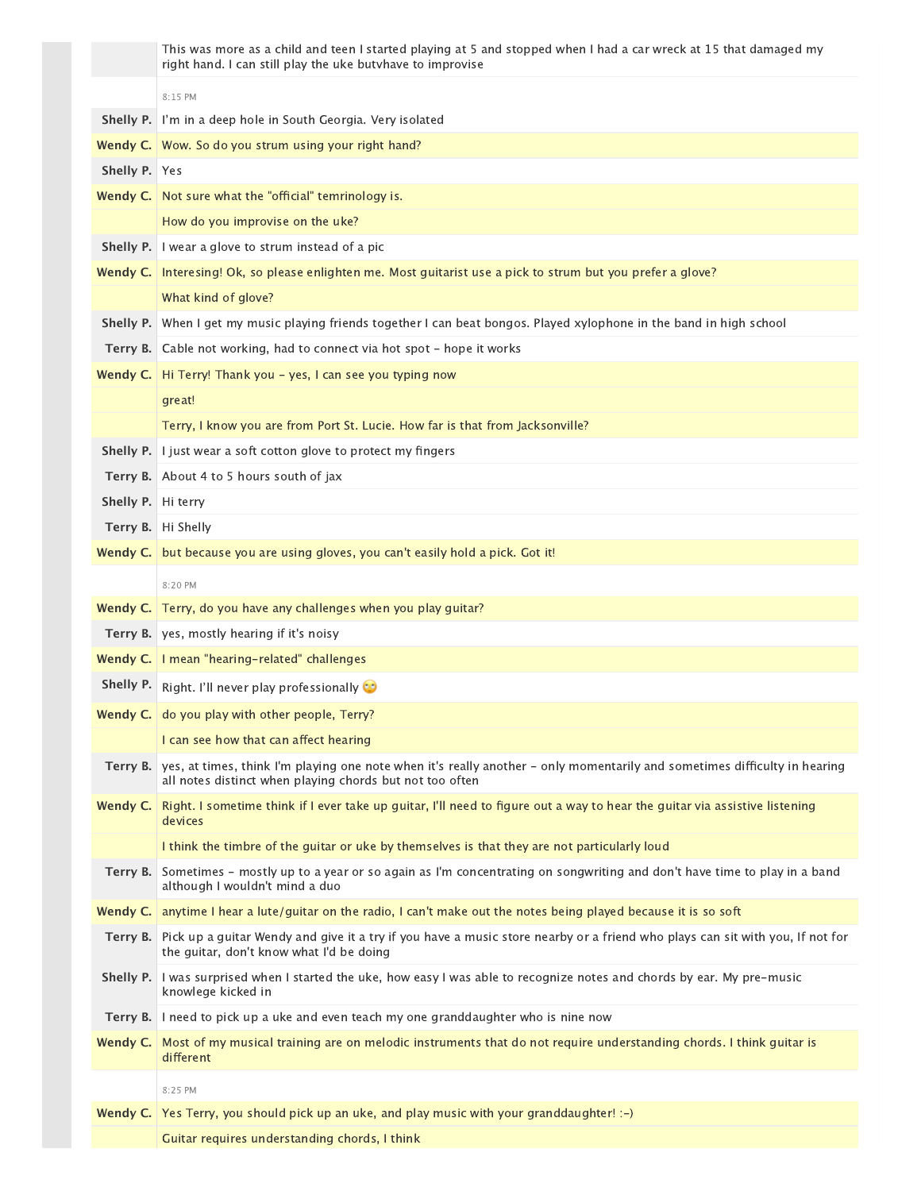| | |
|---|---|
| | This was more as a child and teen I started playing at 5 and stopped when I had a car wreck at 15 that damaged my right hand. I can still play the uke butvhave to improvise |
| | 8:15 PM |
| **Shelly P.** | I'm in a deep hole in South Georgia. Very isolated |
| **Wendy C.** | Wow. So do you strum using your right hand? |
| **Shelly P.** | Yes |
| **Wendy C.** | Not sure what the "official" temrinology is. |
| | How do you improvise on the uke? |
| **Shelly P.** | I wear a glove to strum instead of a pic |
| **Wendy C.** | Interesing! Ok, so please enlighten me. Most guitarist use a pick to strum but you prefer a glove? |
| | What kind of glove? |
| **Shelly P.** | When I get my music playing friends together I can beat bongos. Played xylophone in the band in high school |
| **Terry B.** | Cable not working, had to connect via hot spot - hope it works |
| **Wendy C.** | Hi Terry! Thank you - yes, I can see you typing now |
| | great! |
| | Terry, I know you are from Port St. Lucie. How far is that from Jacksonville? |
| **Shelly P.** | I just wear a soft cotton glove to protect my fingers |
| **Terry B.** | About 4 to 5 hours south of jax |
| **Shelly P.** | Hi terry |
| **Terry B.** | Hi Shelly |
| **Wendy C.** | but because you are using gloves, you can't easily hold a pick. Got it! |
| | 8:20 PM |
| **Wendy C.** | Terry, do you have any challenges when you play guitar? |
| **Terry B.** | yes, mostly hearing if it's noisy |
| **Wendy C.** | I mean "hearing-related" challenges |
| **Shelly P.** | Right. I'll never play professionally 🙄 |
| **Wendy C.** | do you play with other people, Terry? |
| | I can see how that can affect hearing |
| **Terry B.** | yes, at times, think I'm playing one note when it's really another - only momentarily and sometimes difficulty in hearing all notes distinct when playing chords but not too often |
| **Wendy C.** | Right. I sometime think if I ever take up guitar, I'll need to figure out a way to hear the guitar via assistive listening devices |
| | I think the timbre of the guitar or uke by themselves is that they are not particularly loud |
| **Terry B.** | Sometimes - mostly up to a year or so again as I'm concentrating on songwriting and don't have time to play in a band although I wouldn't mind a duo |
| **Wendy C.** | anytime I hear a lute/guitar on the radio, I can't make out the notes being played because it is so soft |
| **Terry B.** | Pick up a guitar Wendy and give it a try if you have a music store nearby or a friend who plays can sit with you, If not for the guitar, don't know what I'd be doing |
| **Shelly P.** | I was surprised when I started the uke, how easy I was able to recognize notes and chords by ear. My pre-music knowlege kicked in |
| **Terry B.** | I need to pick up a uke and even teach my one granddaughter who is nine now |
| **Wendy C.** | Most of my musical training are on melodic instruments that do not require understanding chords. I think guitar is different |
| | 8:25 PM |
| **Wendy C.** | Yes Terry, you should pick up an uke, and play music with your granddaughter! :-) |
| | Guitar requires understanding chords, I think |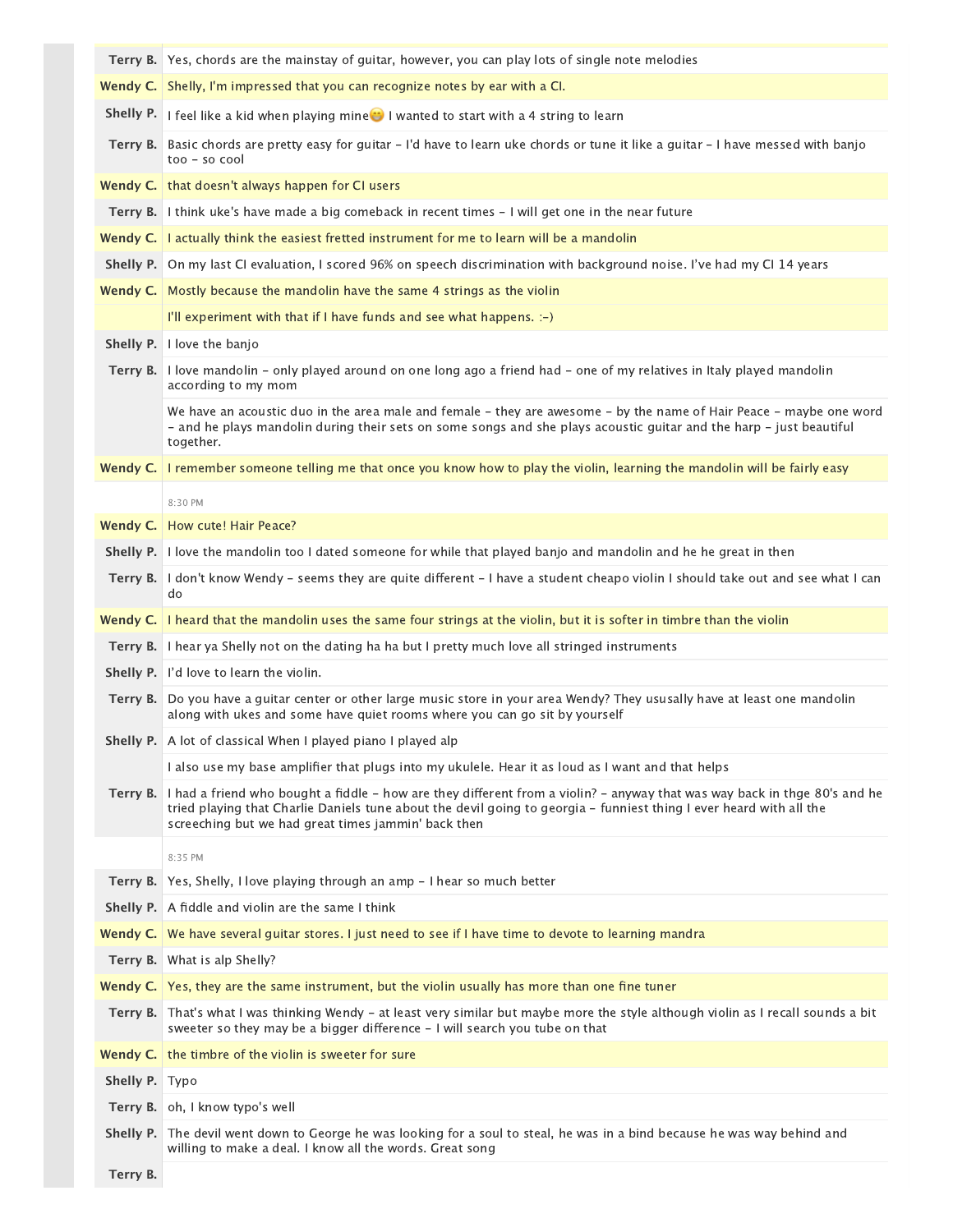| | |
|---|---|
| **Terry B.** | Yes, chords are the mainstay of guitar, however, you can play lots of single note melodies |
| **Wendy C.** | Shelly, I'm impressed that you can recognize notes by ear with a CI. |
| **Shelly P.** | I feel like a kid when playing mine😁 I wanted to start with a 4 string to learn |
| **Terry B.** | Basic chords are pretty easy for guitar - I'd have to learn uke chords or tune it like a guitar - I have messed with banjo too - so cool |
| **Wendy C.** | that doesn't always happen for CI users |
| **Terry B.** | I think uke's have made a big comeback in recent times - I will get one in the near future |
| **Wendy C.** | I actually think the easiest fretted instrument for me to learn will be a mandolin |
| **Shelly P.** | On my last CI evaluation, I scored 96% on speech discrimination with background noise. I've had my CI 14 years |
| **Wendy C.** | Mostly because the mandolin have the same 4 strings as the violin |
| | I'll experiment with that if I have funds and see what happens. :-) |
| **Shelly P.** | I love the banjo |
| **Terry B.** | I love mandolin - only played around on one long ago a friend had - one of my relatives in Italy played mandolin according to my mom |
| | We have an acoustic duo in the area male and female - they are awesome - by the name of Hair Peace - maybe one word - and he plays mandolin during their sets on some songs and she plays acoustic guitar and the harp - just beautiful together. |
| **Wendy C.** | I remember someone telling me that once you know how to play the violin, learning the mandolin will be fairly easy |
| | 8:30 PM |
| **Wendy C.** | How cute! Hair Peace? |
| **Shelly P.** | I love the mandolin too I dated someone for while that played banjo and mandolin and he he great in then |
| **Terry B.** | I don't know Wendy - seems they are quite different - I have a student cheapo violin I should take out and see what I can do |
| **Wendy C.** | I heard that the mandolin uses the same four strings at the violin, but it is softer in timbre than the violin |
| **Terry B.** | I hear ya Shelly not on the dating ha ha but I pretty much love all stringed instruments |
| **Shelly P.** | I'd love to learn the violin. |
| **Terry B.** | Do you have a guitar center or other large music store in your area Wendy? They ususally have at least one mandolin along with ukes and some have quiet rooms where you can go sit by yourself |
| **Shelly P.** | A lot of classical When I played piano I played alp |
| | I also use my base amplifier that plugs into my ukulele. Hear it as loud as I want and that helps |
| **Terry B.** | I had a friend who bought a fiddle - how are they different from a violin? - anyway that was way back in thge 80's and he tried playing that Charlie Daniels tune about the devil going to georgia - funniest thing I ever heard with all the screeching but we had great times jammin' back then |
| | 8:35 PM |
| **Terry B.** | Yes, Shelly, I love playing through an amp - I hear so much better |
| **Shelly P.** | A fiddle and violin are the same I think |
| **Wendy C.** | We have several guitar stores. I just need to see if I have time to devote to learning mandra |
| **Terry B.** | What is alp Shelly? |
| **Wendy C.** | Yes, they are the same instrument, but the violin usually has more than one fine tuner |
| **Terry B.** | That's what I was thinking Wendy - at least very similar but maybe more the style although violin as I recall sounds a bit sweeter so they may be a bigger difference - I will search you tube on that |
| **Wendy C.** | the timbre of the violin is sweeter for sure |
| **Shelly P.** | Typo |
| **Terry B.** | oh, I know typo's well |
| **Shelly P.** | The devil went down to George he was looking for a soul to steal, he was in a bind because he was way behind and willing to make a deal. I know all the words. Great song |
| **Terry B.** | |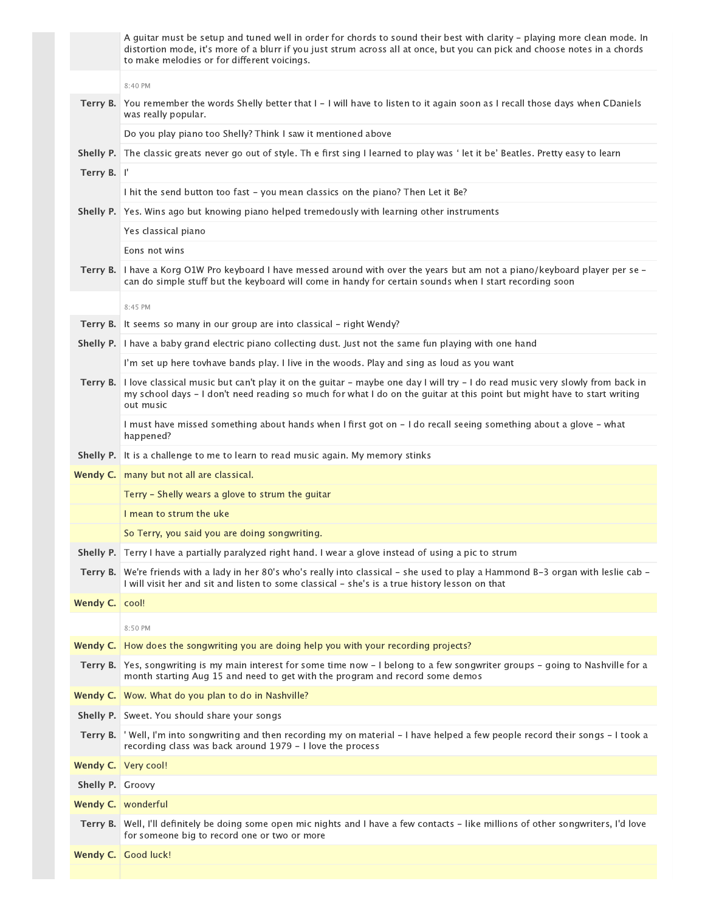A guitar must be setup and tuned well in order for chords to sound their best with clarity - playing more clean mode. In distortion mode, it's more of a blurr if you just strum across all at once, but you can pick and choose notes in a chords to make melodies or for different voicings.

8:40 PM

**Terry B.** You remember the words Shelly better that I - I will have to listen to it again soon as I recall those days when CDaniels was really popular.

Do you play piano too Shelly? Think I saw it mentioned above

**Shelly P.** The classic greats never go out of style. Th e first sing I learned to play was ' let it be' Beatles. Pretty easy to learn

**Terry B.** I'

I hit the send button too fast - you mean classics on the piano? Then Let it Be?

**Shelly P.** Yes. Wins ago but knowing piano helped tremedously with learning other instruments

Yes classical piano

Eons not wins

**Terry B.** I have a Korg O1W Pro keyboard I have messed around with over the years but am not a piano/keyboard player per se - can do simple stuff but the keyboard will come in handy for certain sounds when I start recording soon

8:45 PM

**Terry B.** It seems so many in our group are into classical - right Wendy?

**Shelly P.** I have a baby grand electric piano collecting dust. Just not the same fun playing with one hand

I'm set up here tovhave bands play. I live in the woods. Play and sing as loud as you want

**Terry B.** I love classical music but can't play it on the guitar - maybe one day I will try - I do read music very slowly from back in my school days - I don't need reading so much for what I do on the guitar at this point but might have to start writing out music

I must have missed something about hands when I first got on - I do recall seeing something about a glove - what happened?

**Shelly P.** It is a challenge to me to learn to read music again. My memory stinks

**Wendy C.** many but not all are classical.

Terry - Shelly wears a glove to strum the guitar

I mean to strum the uke

So Terry, you said you are doing songwriting.

**Shelly P.** Terry I have a partially paralyzed right hand. I wear a glove instead of using a pic to strum

**Terry B.** We're friends with a lady in her 80's who's really into classical - she used to play a Hammond B-3 organ with leslie cab - I will visit her and sit and listen to some classical - she's is a true history lesson on that

**Wendy C.** cool!

8:50 PM

**Wendy C.** How does the songwriting you are doing help you with your recording projects?

**Terry B.** Yes, songwriting is my main interest for some time now - I belong to a few songwriter groups - going to Nashville for a month starting Aug 15 and need to get with the program and record some demos

**Wendy C.** Wow. What do you plan to do in Nashville?

**Shelly P.** Sweet. You should share your songs

**Terry B.** ' Well, I'm into songwriting and then recording my on material - I have helped a few people record their songs - I took a recording class was back around 1979 - I love the process

**Wendy C.** Very cool!

**Shelly P.** Groovy

**Wendy C.** wonderful

**Terry B.** Well, I'll definitely be doing some open mic nights and I have a few contacts - like millions of other songwriters, I'd love for someone big to record one or two or more

**Wendy C.** Good luck!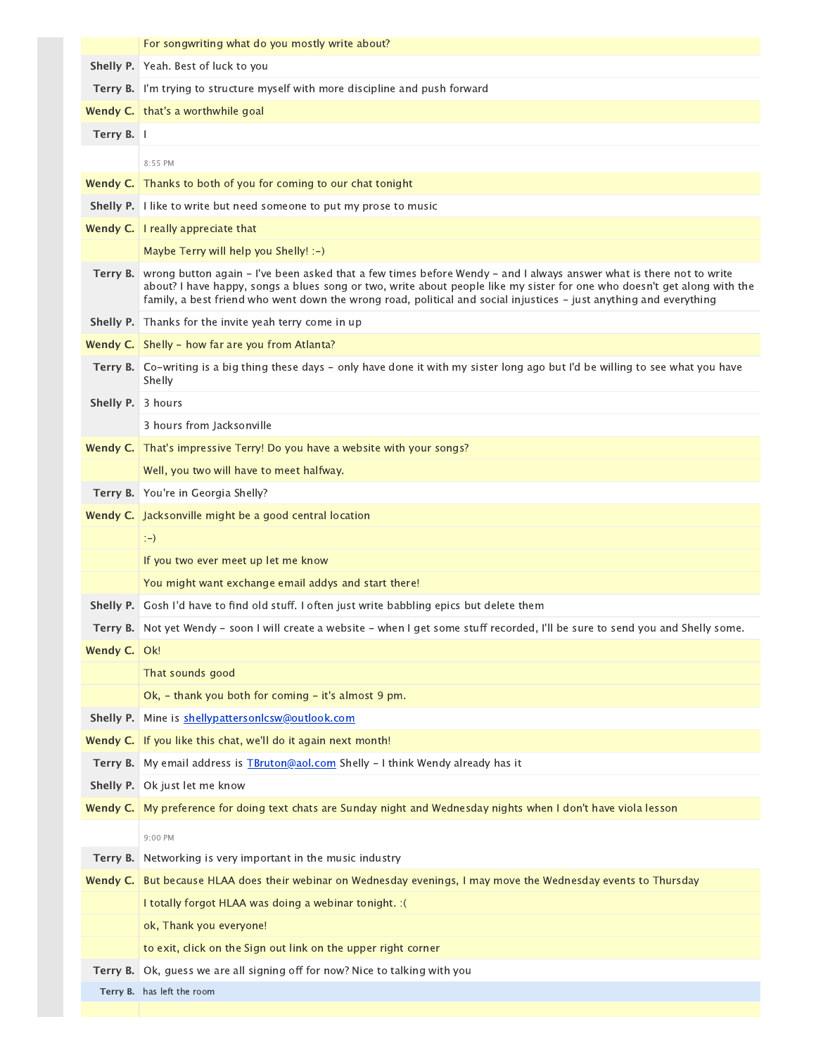| | |
|---|---|
| | For songwriting what do you mostly write about? |
| **Shelly P.** | Yeah. Best of luck to you |
| **Terry B.** | I'm trying to structure myself with more discipline and push forward |
| **Wendy C.** | that's a worthwhile goal |
| **Terry B.** | I |
| | 8:55 PM |
| **Wendy C.** | Thanks to both of you for coming to our chat tonight |
| **Shelly P.** | I like to write but need someone to put my prose to music |
| **Wendy C.** | I really appreciate that |
| | Maybe Terry will help you Shelly! :-) |
| **Terry B.** | wrong button again - I've been asked that a few times before Wendy - and I always answer what is there not to write about? I have happy, songs a blues song or two, write about people like my sister for one who doesn't get along with the family, a best friend who went down the wrong road, political and social injustices - just anything and everything |
| **Shelly P.** | Thanks for the invite yeah terry come in up |
| **Wendy C.** | Shelly - how far are you from Atlanta? |
| **Terry B.** | Co-writing is a big thing these days - only have done it with my sister long ago but I'd be willing to see what you have Shelly |
| **Shelly P.** | 3 hours |
| | 3 hours from Jacksonville |
| **Wendy C.** | That's impressive Terry! Do you have a website with your songs? |
| | Well, you two will have to meet halfway. |
| **Terry B.** | You're in Georgia Shelly? |
| **Wendy C.** | Jacksonville might be a good central location |
| | :-) |
| | If you two ever meet up let me know |
| | You might want exchange email addys and start there! |
| **Shelly P.** | Gosh I'd have to find old stuff. I often just write babbling epics but delete them |
| **Terry B.** | Not yet Wendy - soon I will create a website - when I get some stuff recorded, I'll be sure to send you and Shelly some. |
| **Wendy C.** | Ok! |
| | That sounds good |
| | Ok, - thank you both for coming - it's almost 9 pm. |
| **Shelly P.** | Mine is shellypattersonlcsw@outlook.com |
| **Wendy C.** | If you like this chat, we'll do it again next month! |
| **Terry B.** | My email address is TBruton@aol.com Shelly - I think Wendy already has it |
| **Shelly P.** | Ok just let me know |
| **Wendy C.** | My preference for doing text chats are Sunday night and Wednesday nights when I don't have viola lesson |
| | 9:00 PM |
| **Terry B.** | Networking is very important in the music industry |
| **Wendy C.** | But because HLAA does their webinar on Wednesday evenings, I may move the Wednesday events to Thursday |
| | I totally forgot HLAA was doing a webinar tonight. :( |
| | ok, Thank you everyone! |
| | to exit, click on the Sign out link on the upper right corner |
| **Terry B.** | Ok, guess we are all signing off for now? Nice to talking with you |
| **Terry B.** | has left the room |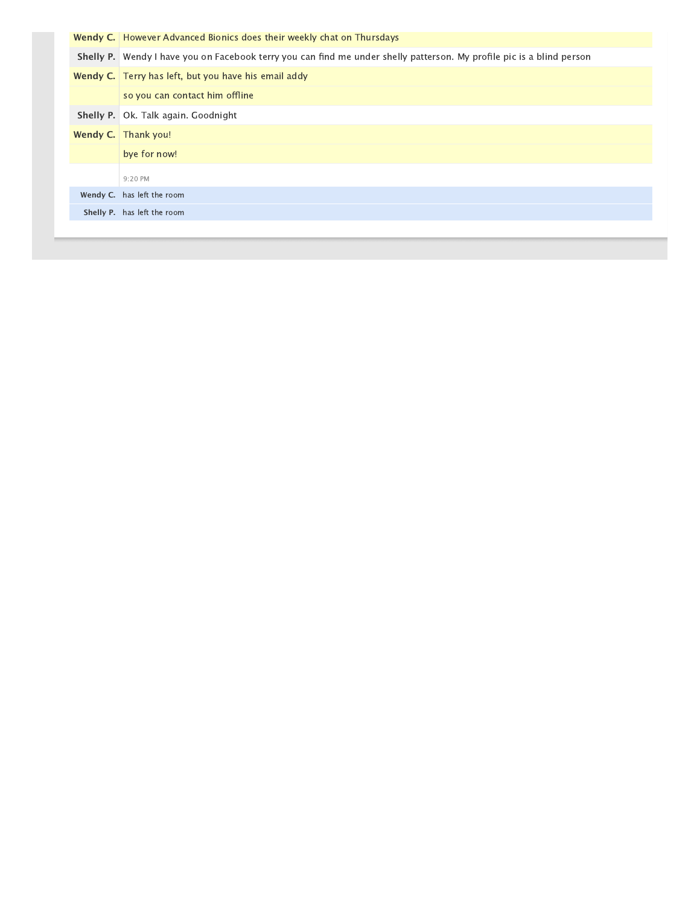| | |
|---|---|
| **Wendy C.** | However Advanced Bionics does their weekly chat on Thursdays |
| **Shelly P.** | Wendy I have you on Facebook terry you can find me under shelly patterson. My profile pic is a blind person |
| **Wendy C.** | Terry has left, but you have his email addy |
| | so you can contact him offline |
| **Shelly P.** | Ok. Talk again. Goodnight |
| **Wendy C.** | Thank you! |
| | bye for now! |
| | 9:20 PM |
| **Wendy C.** | has left the room |
| **Shelly P.** | has left the room |